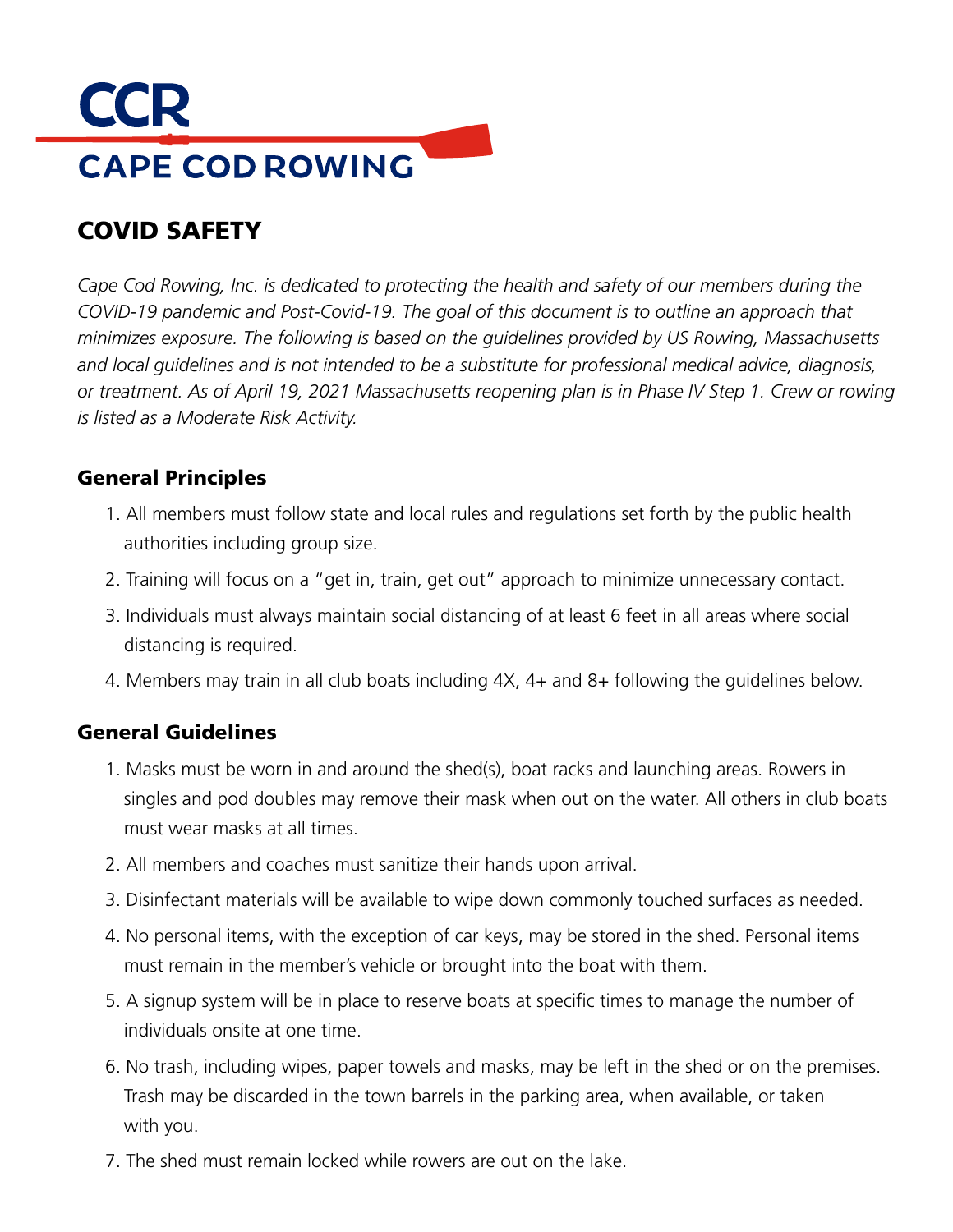# CCR

# CAPE COD ROWING

## COVID SAFETY

*Cape Cod Rowing, Inc. is dedicated to protecting the health and safety of our members during the COVID-19 pandemic and Post-Covid-19. The goal of this document is to outline an approach that minimizes exposure. The following is based on the guidelines provided by US Rowing, Massachusetts and local guidelines and is not intended to be a substitute for professional medical advice, diagnosis, or treatment. As of April 19, 2021 Massachusetts reopening plan is in Phase IV Step 1. Crew or rowing is listed as a Moderate Risk Activity.*

### General Principles

1. All members must follow state and local rules and regulations set forth by the public health authorities including group size.
2. Training will focus on a "get in, train, get out" approach to minimize unnecessary contact.
3. Individuals must always maintain social distancing of at least 6 feet in all areas where social distancing is required.
4. Members may train in all club boats including 4X, 4+ and 8+ following the guidelines below.

### General Guidelines

1. Masks must be worn in and around the shed(s), boat racks and launching areas. Rowers in singles and pod doubles may remove their mask when out on the water. All others in club boats must wear masks at all times.
2. All members and coaches must sanitize their hands upon arrival.
3. Disinfectant materials will be available to wipe down commonly touched surfaces as needed.
4. No personal items, with the exception of car keys, may be stored in the shed. Personal items must remain in the member's vehicle or brought into the boat with them.
5. A signup system will be in place to reserve boats at specific times to manage the number of individuals onsite at one time.
6. No trash, including wipes, paper towels and masks, may be left in the shed or on the premises. Trash may be discarded in the town barrels in the parking area, when available, or taken with you.
7. The shed must remain locked while rowers are out on the lake.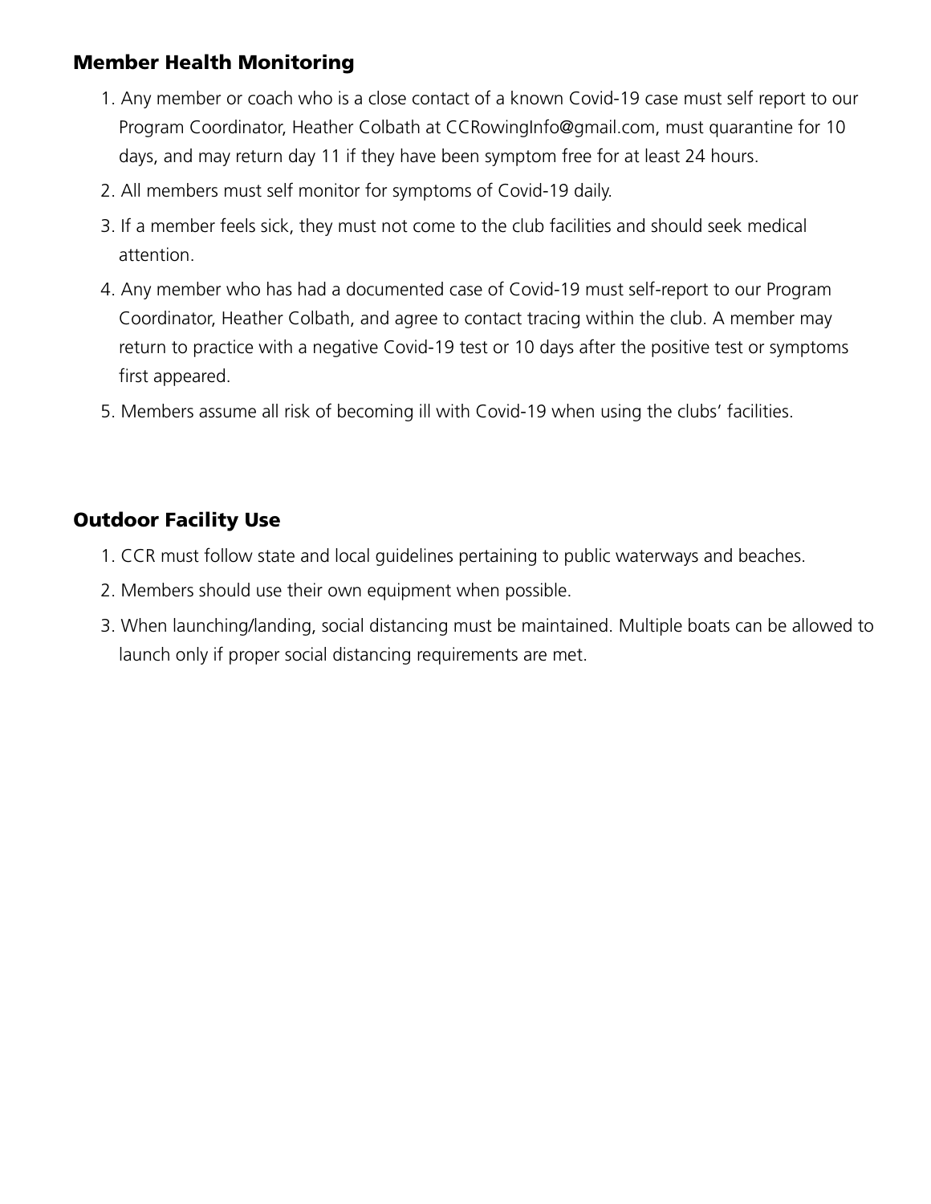### Member Health Monitoring

1. Any member or coach who is a close contact of a known Covid-19 case must self report to our Program Coordinator, Heather Colbath at CCRowingInfo@gmail.com, must quarantine for 10 days, and may return day 11 if they have been symptom free for at least 24 hours.
2. All members must self monitor for symptoms of Covid-19 daily.
3. If a member feels sick, they must not come to the club facilities and should seek medical attention.
4. Any member who has had a documented case of Covid-19 must self-report to our Program Coordinator, Heather Colbath, and agree to contact tracing within the club. A member may return to practice with a negative Covid-19 test or 10 days after the positive test or symptoms first appeared.
5. Members assume all risk of becoming ill with Covid-19 when using the clubs' facilities.

### Outdoor Facility Use

1. CCR must follow state and local guidelines pertaining to public waterways and beaches.
2. Members should use their own equipment when possible.
3. When launching/landing, social distancing must be maintained. Multiple boats can be allowed to launch only if proper social distancing requirements are met.